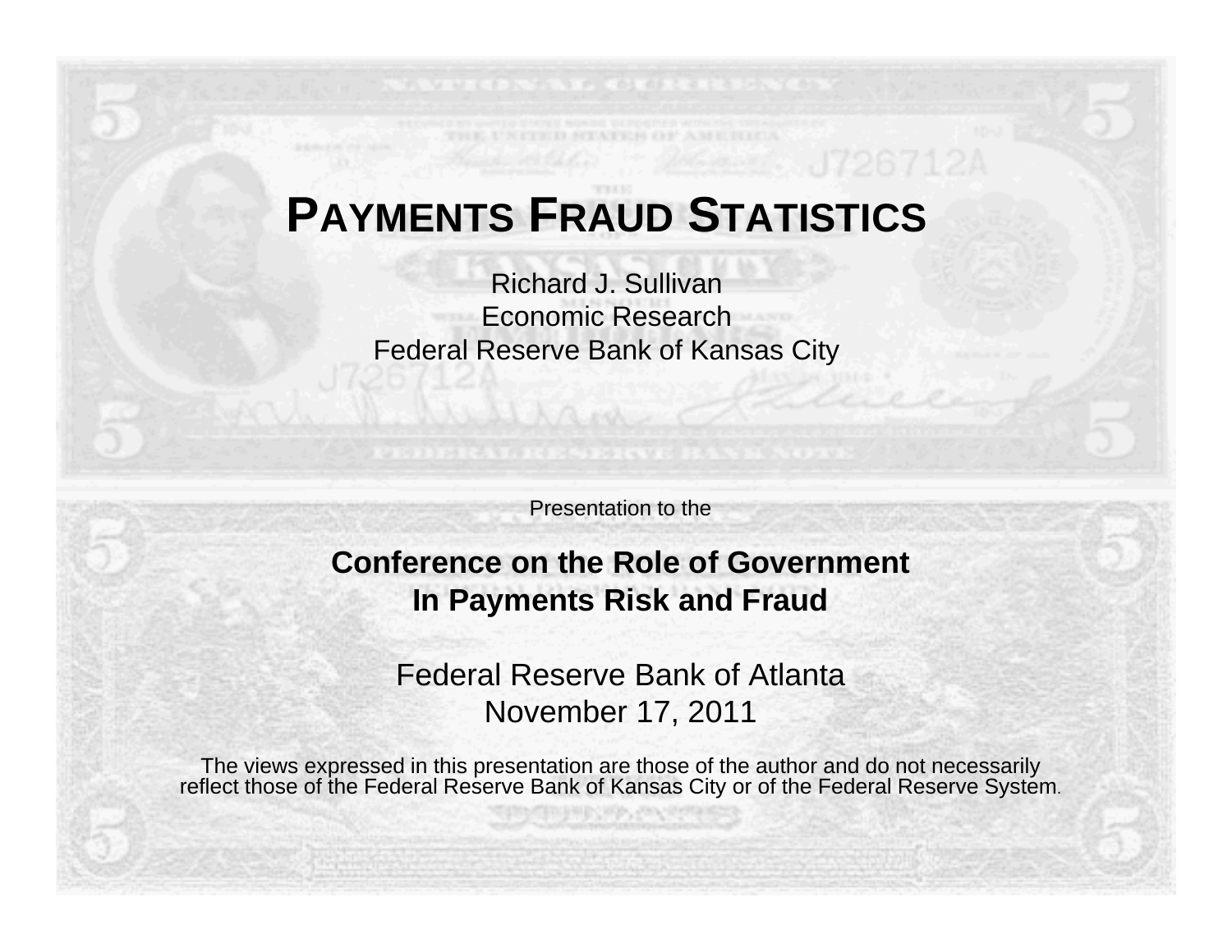# Payments Fraud Statistics

Richard J. Sullivan
Economic Research
Federal Reserve Bank of Kansas City

Presentation to the

**Conference on the Role of Government In Payments Risk and Fraud**

Federal Reserve Bank of Atlanta
November 17, 2011

The views expressed in this presentation are those of the author and do not necessarily reflect those of the Federal Reserve Bank of Kansas City or of the Federal Reserve System.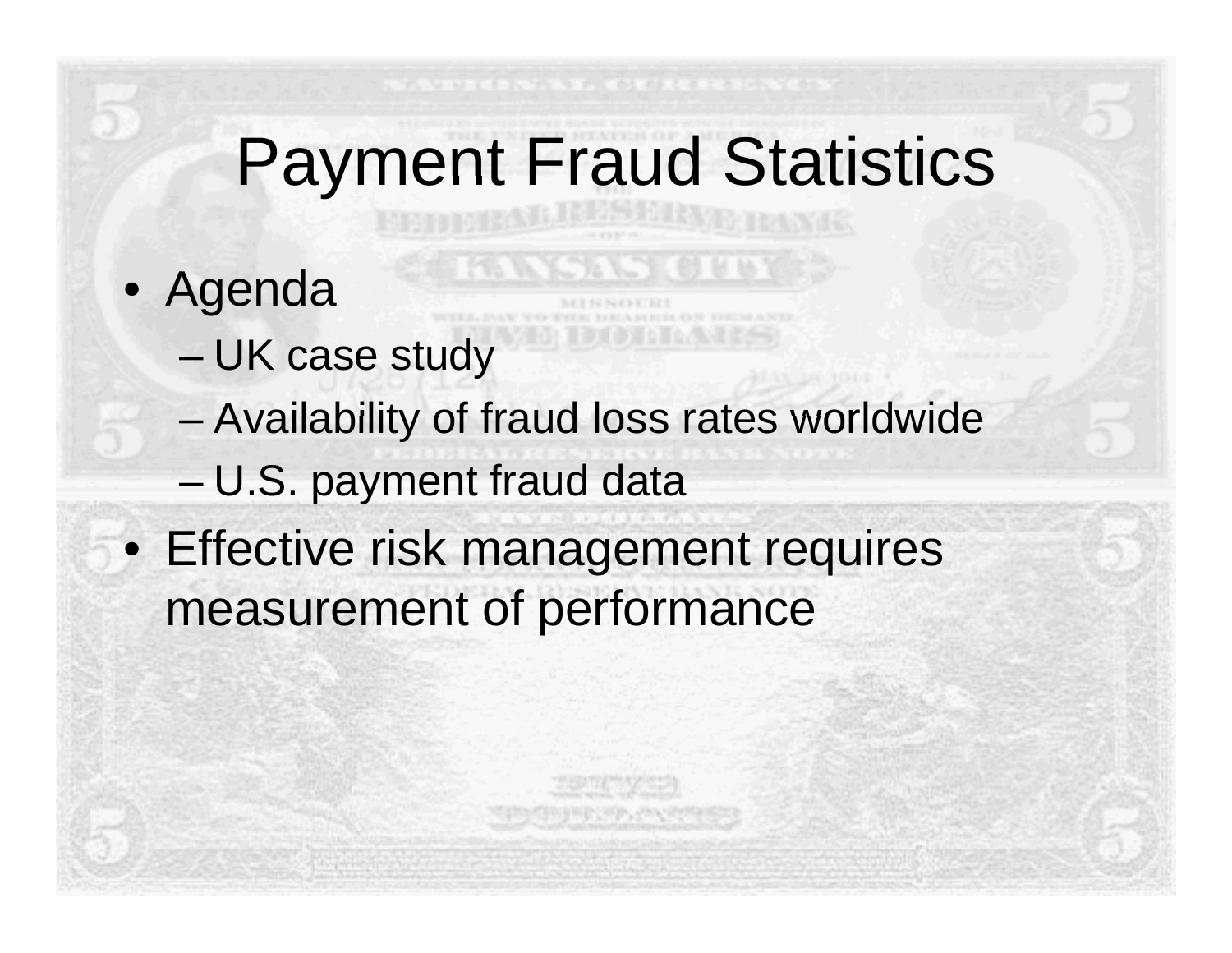# Payment Fraud Statistics

- Agenda
  - UK case study
  - Availability of fraud loss rates worldwide
  - U.S. payment fraud data
- Effective risk management requires measurement of performance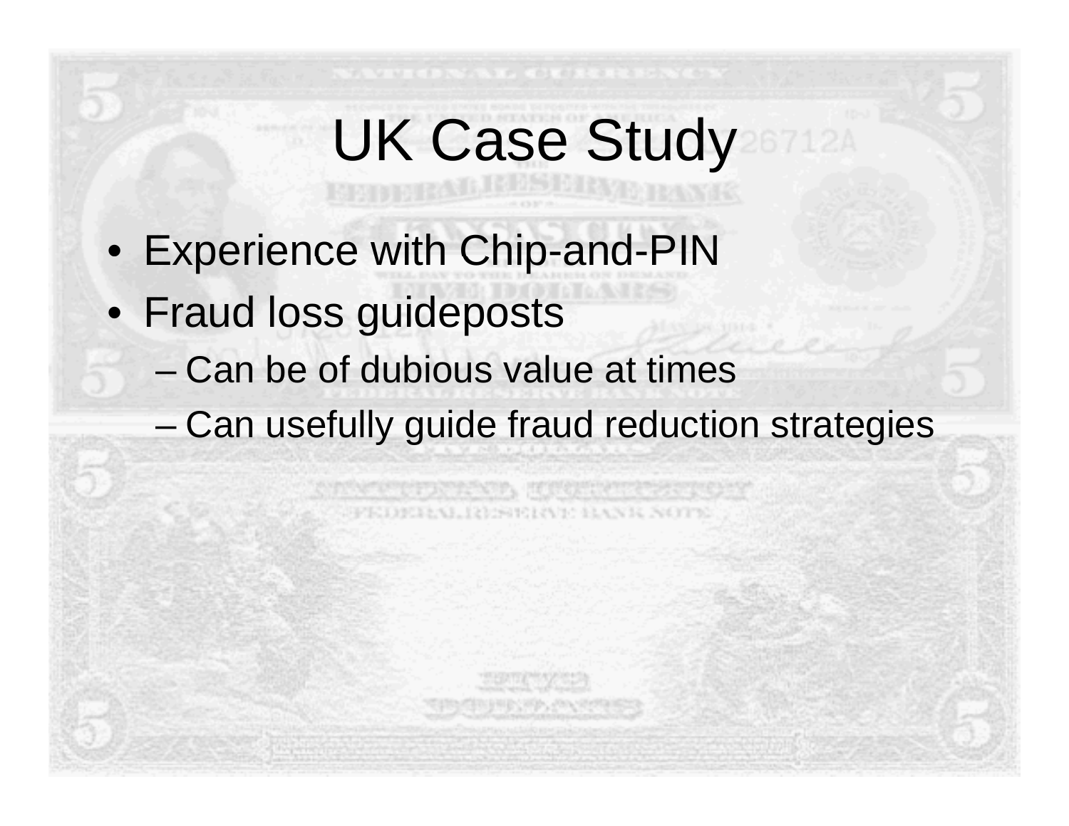# UK Case Study

- Experience with Chip-and-PIN
- Fraud loss guideposts
  - Can be of dubious value at times
  - Can usefully guide fraud reduction strategies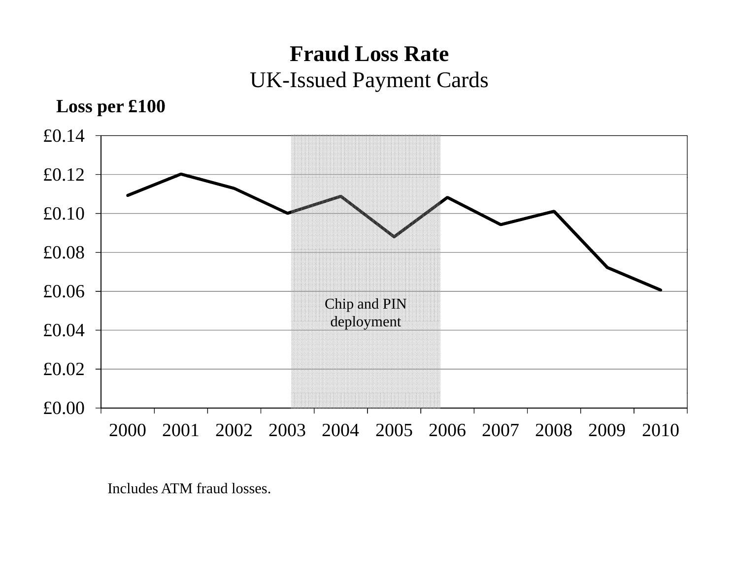**Fraud Loss Rate**

UK-Issued Payment Cards

**Loss per £100**

£0.14

£0.12

£0.10

£0.08

£0.06

£0.04

£0.02

£0.00

Chip and PIN deployment

2000 2001 2002 2003 2004 2005 2006 2007 2008 2009 2010

Includes ATM fraud losses.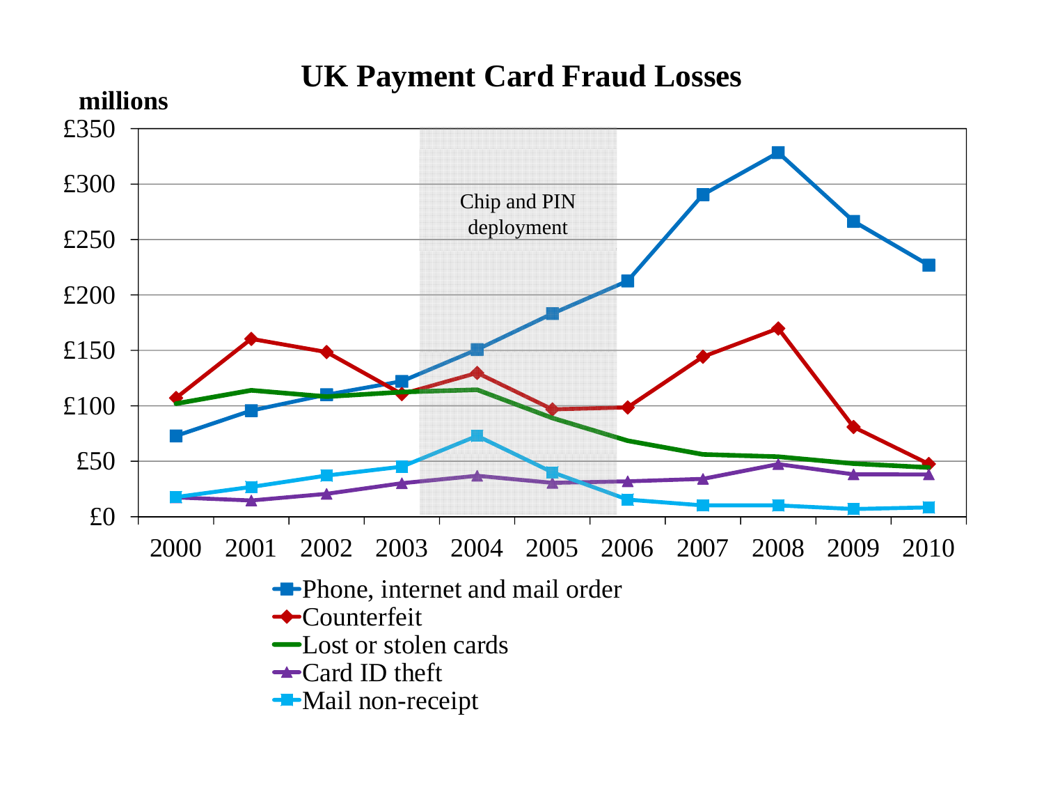# UK Payment Card Fraud Losses

millions

£350
£300
£250
£200
£150
£100
£50
£0

Chip and PIN deployment

2000 2001 2002 2003 2004 2005 2006 2007 2008 2009 2010

- Phone, internet and mail order
- Counterfeit
- Lost or stolen cards
- Card ID theft
- Mail non-receipt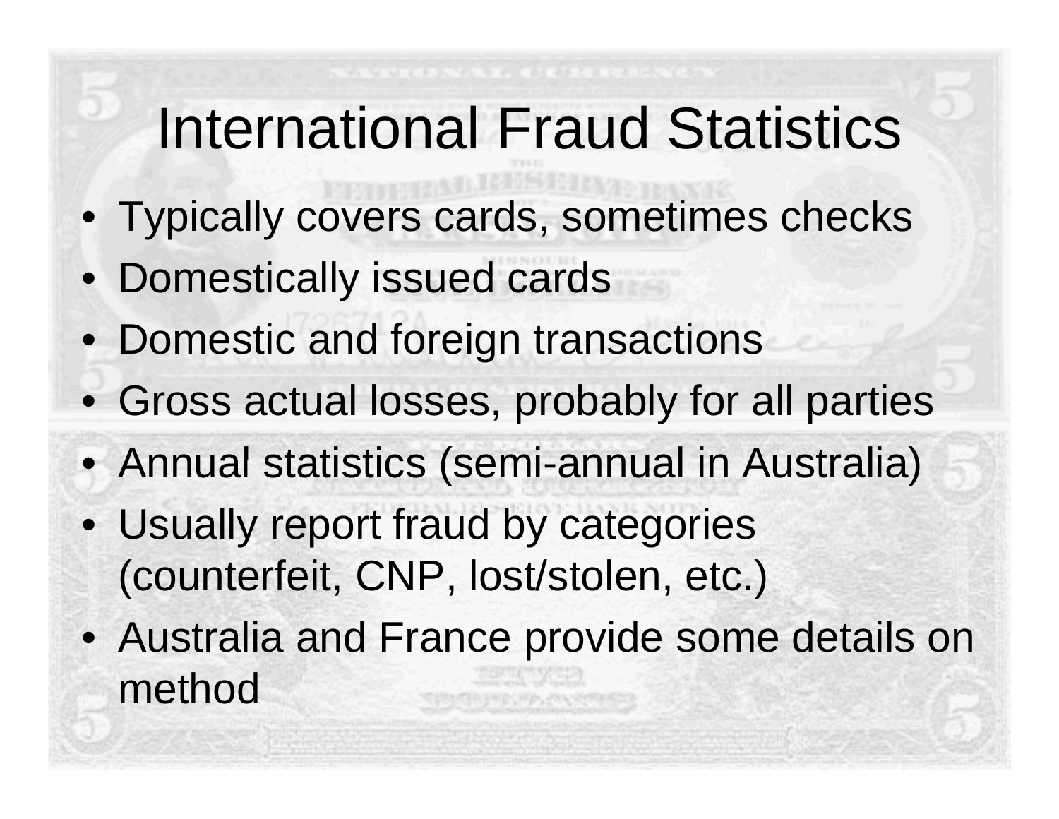# International Fraud Statistics

- Typically covers cards, sometimes checks
- Domestically issued cards
- Domestic and foreign transactions
- Gross actual losses, probably for all parties
- Annual statistics (semi-annual in Australia)
- Usually report fraud by categories (counterfeit, CNP, lost/stolen, etc.)
- Australia and France provide some details on method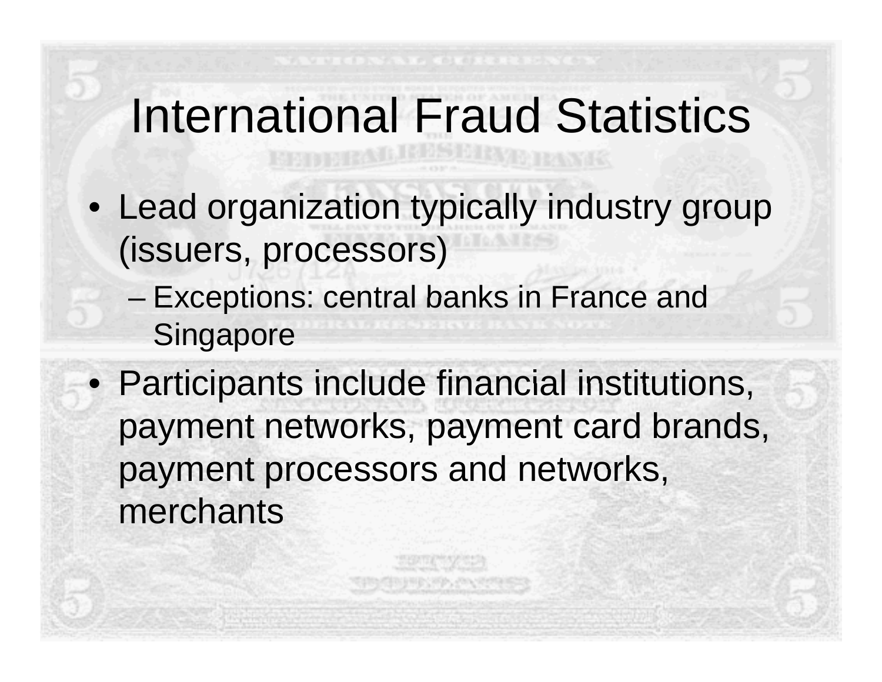# International Fraud Statistics

- Lead organization typically industry group (issuers, processors)
  - Exceptions: central banks in France and Singapore
- Participants include financial institutions, payment networks, payment card brands, payment processors and networks, merchants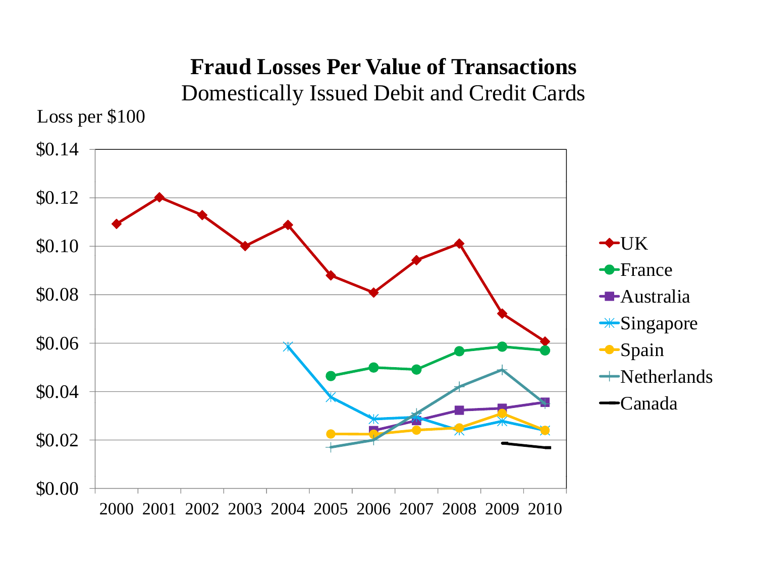**Fraud Losses Per Value of Transactions**

Domestically Issued Debit and Credit Cards

Loss per $100

$0.14
$0.12
$0.10
$0.08
$0.06
$0.04
$0.02
$0.00

2000 2001 2002 2003 2004 2005 2006 2007 2008 2009 2010

UK
France
Australia
Singapore
Spain
Netherlands
Canada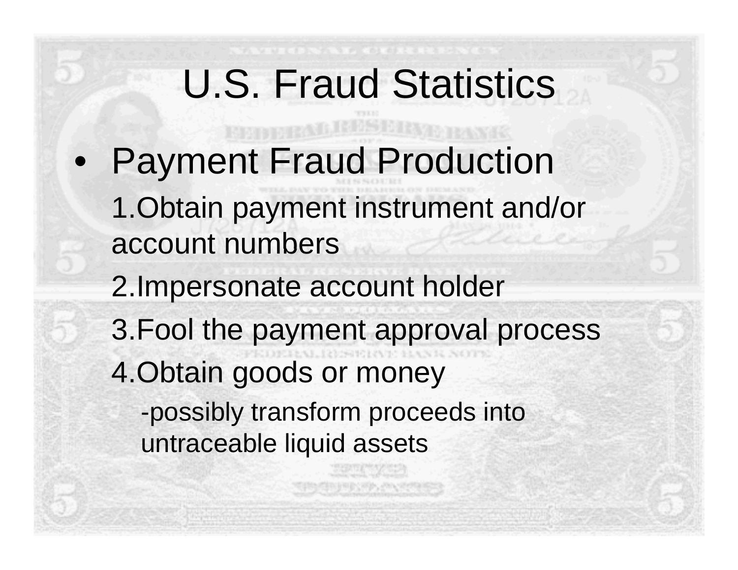# U.S. Fraud Statistics

- Payment Fraud Production
  1. Obtain payment instrument and/or account numbers
  2. Impersonate account holder
  3. Fool the payment approval process
  4. Obtain goods or money
     - -possibly transform proceeds into untraceable liquid assets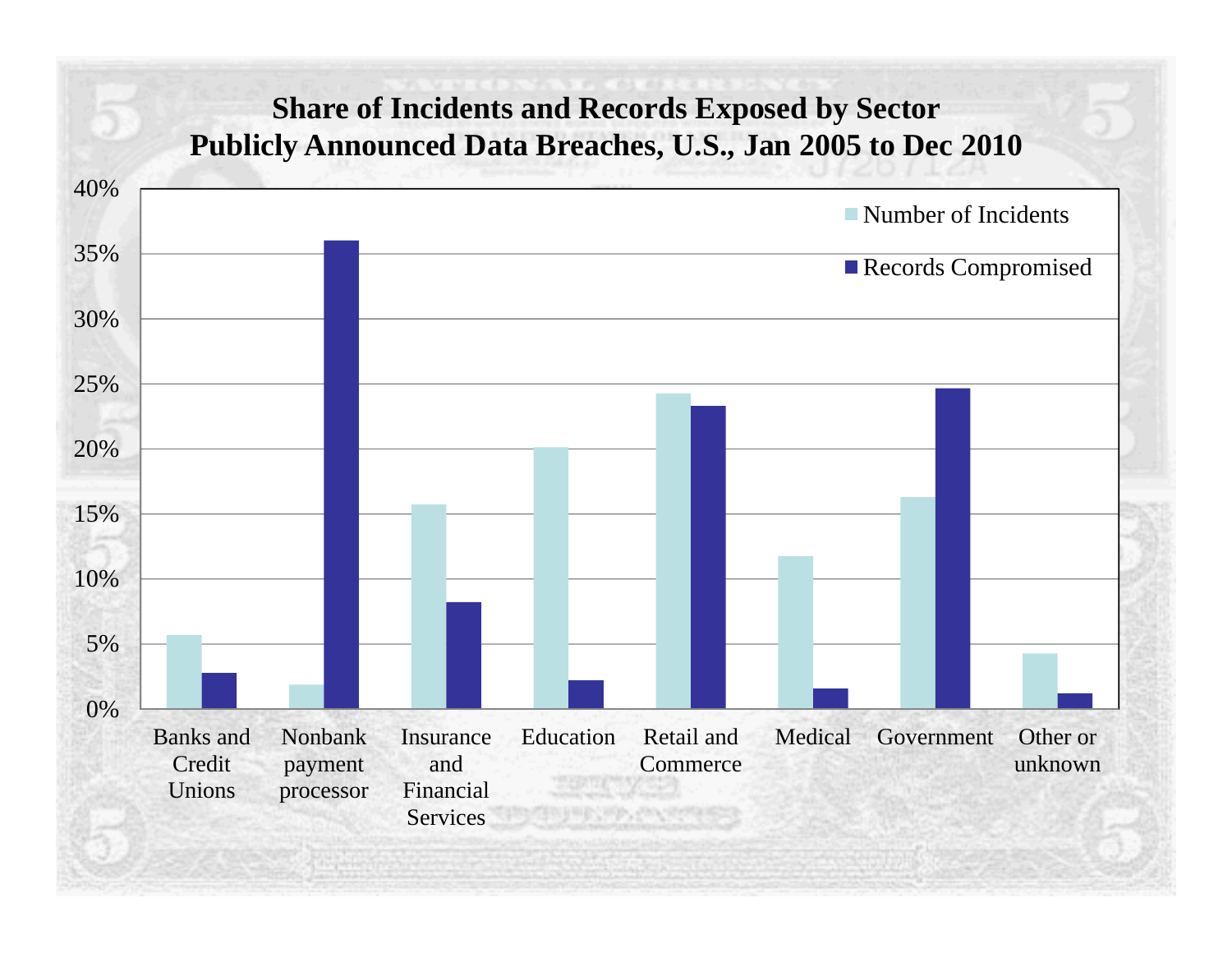## Share of Incidents and Records Exposed by Sector
## Publicly Announced Data Breaches, U.S., Jan 2005 to Dec 2010

Legend: Number of Incidents; Records Compromised

Y-axis: 0%, 5%, 10%, 15%, 20%, 25%, 30%, 35%, 40%

X-axis categories: Banks and Credit Unions; Nonbank payment processor; Insurance and Financial Services; Education; Retail and Commerce; Medical; Government; Other or unknown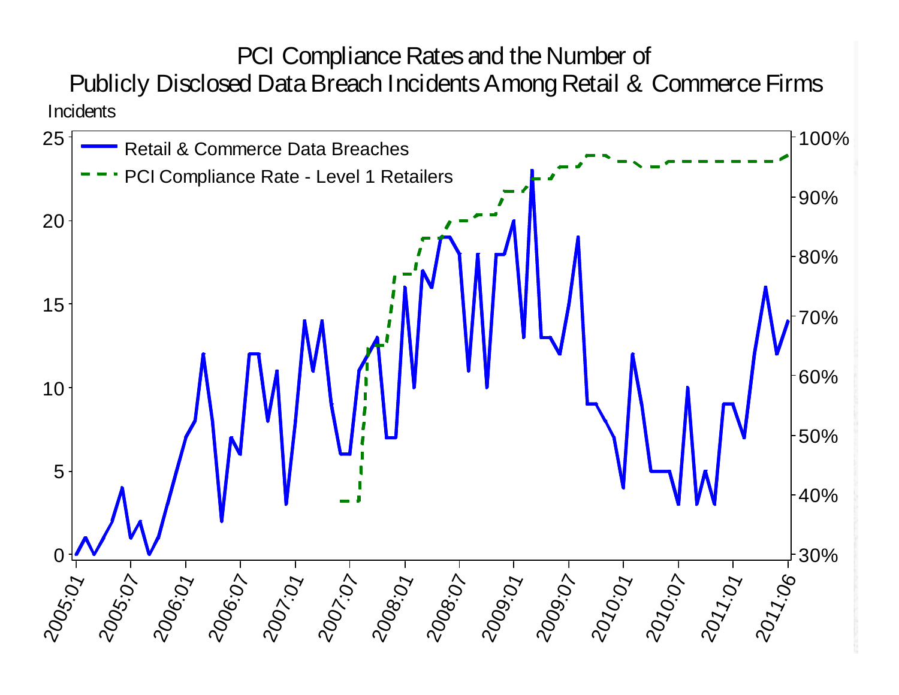PCI Compliance Rates and the Number of
Publicly Disclosed Data Breach Incidents Among Retail & Commerce Firms

Incidents

Retail & Commerce Data Breaches

PCI Compliance Rate - Level 1 Retailers

25
20
15
10
5
0

100%
90%
80%
70%
60%
50%
40%
30%

2005:01
2005:07
2006:01
2006:07
2007:01
2007:07
2008:01
2008:07
2009:01
2009:07
2010:01
2010:07
2011:01
2011:06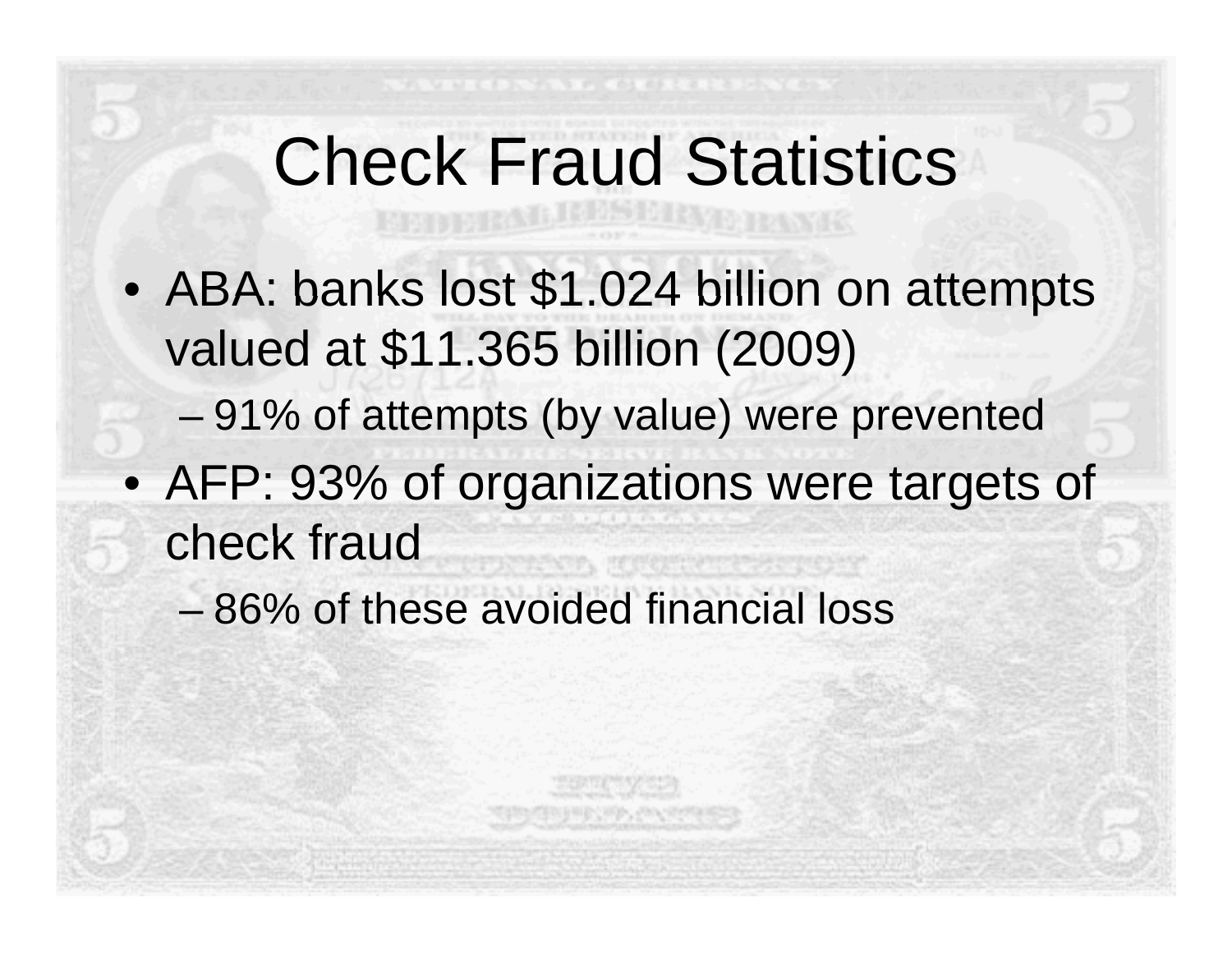# Check Fraud Statistics

- ABA: banks lost $1.024 billion on attempts valued at $11.365 billion (2009)
  - 91% of attempts (by value) were prevented
- AFP: 93% of organizations were targets of check fraud
  - 86% of these avoided financial loss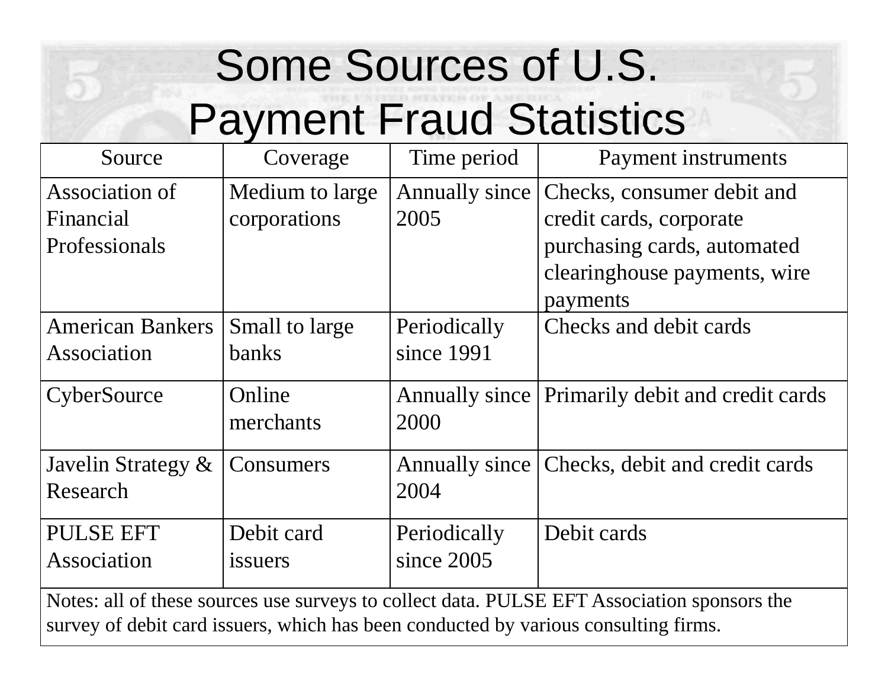# Some Sources of U.S. Payment Fraud Statistics

| Source | Coverage | Time period | Payment instruments |
|---|---|---|---|
| Association of Financial Professionals | Medium to large corporations | Annually since 2005 | Checks, consumer debit and credit cards, corporate purchasing cards, automated clearinghouse payments, wire payments |
| American Bankers Association | Small to large banks | Periodically since 1991 | Checks and debit cards |
| CyberSource | Online merchants | Annually since 2000 | Primarily debit and credit cards |
| Javelin Strategy & Research | Consumers | Annually since 2004 | Checks, debit and credit cards |
| PULSE EFT Association | Debit card issuers | Periodically since 2005 | Debit cards |

Notes: all of these sources use surveys to collect data. PULSE EFT Association sponsors the survey of debit card issuers, which has been conducted by various consulting firms.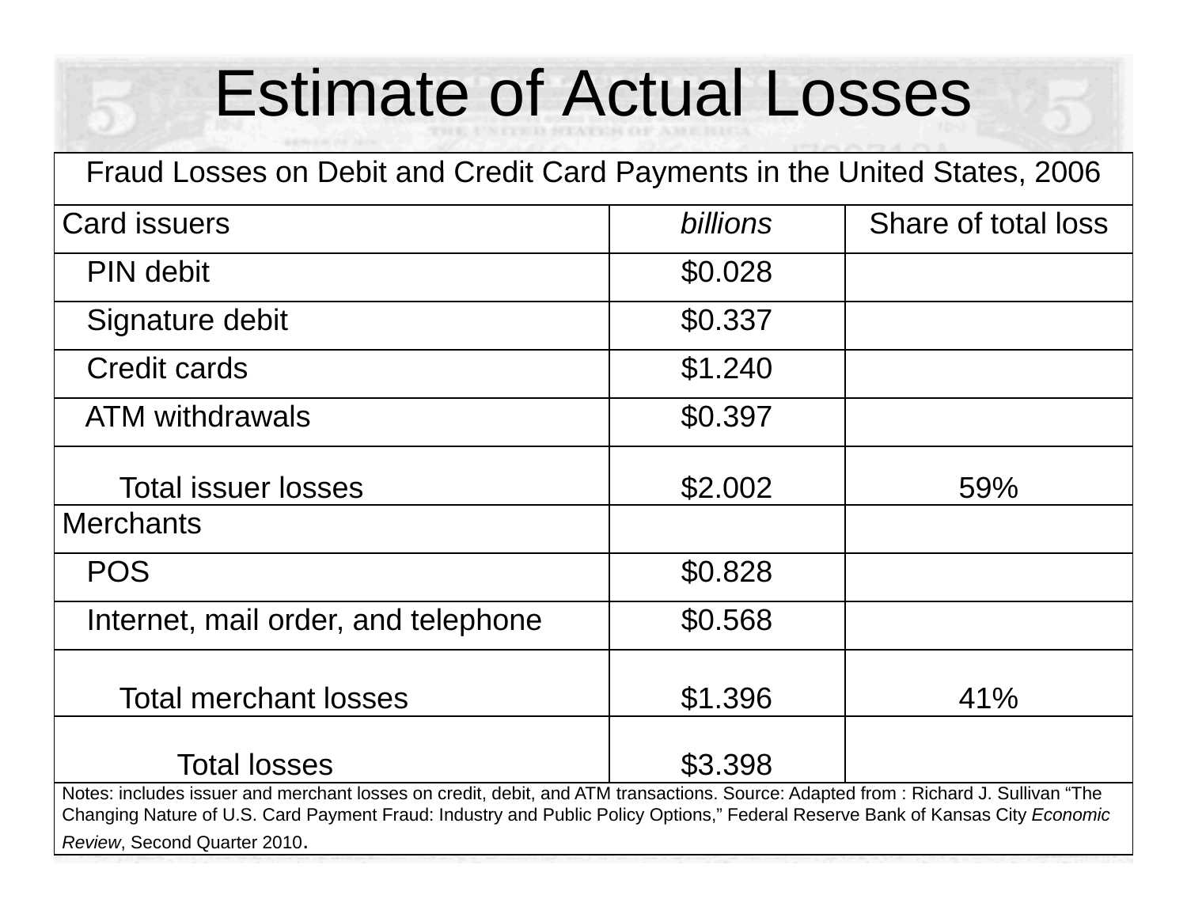# Estimate of Actual Losses

| Fraud Losses on Debit and Credit Card Payments in the United States, 2006 | | |
|---|---|---|
| Card issuers | *billions* | Share of total loss |
| PIN debit | $0.028 | |
| Signature debit | $0.337 | |
| Credit cards | $1.240 | |
| ATM withdrawals | $0.397 | |
| Total issuer losses | $2.002 | 59% |
| Merchants | | |
| POS | $0.828 | |
| Internet, mail order, and telephone | $0.568 | |
| Total merchant losses | $1.396 | 41% |
| Total losses | $3.398 | |

Notes: includes issuer and merchant losses on credit, debit, and ATM transactions. Source: Adapted from : Richard J. Sullivan "The Changing Nature of U.S. Card Payment Fraud: Industry and Public Policy Options," Federal Reserve Bank of Kansas City *Economic Review*, Second Quarter 2010.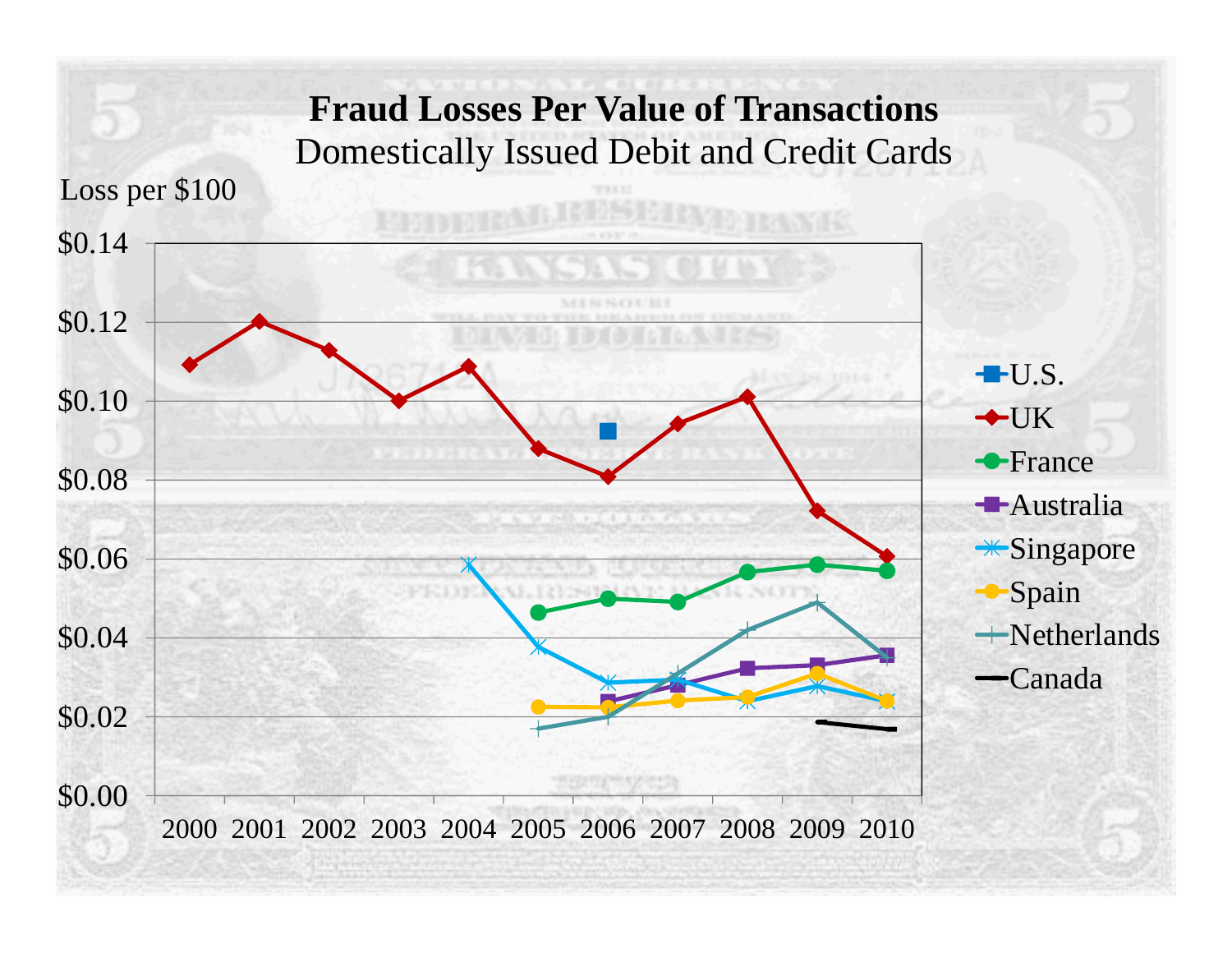# Fraud Losses Per Value of Transactions

Domestically Issued Debit and Credit Cards

Loss per $100

$0.14
$0.12
$0.10
$0.08
$0.06
$0.04
$0.02
$0.00

2000 2001 2002 2003 2004 2005 2006 2007 2008 2009 2010

U.S.
UK
France
Australia
Singapore
Spain
Netherlands
Canada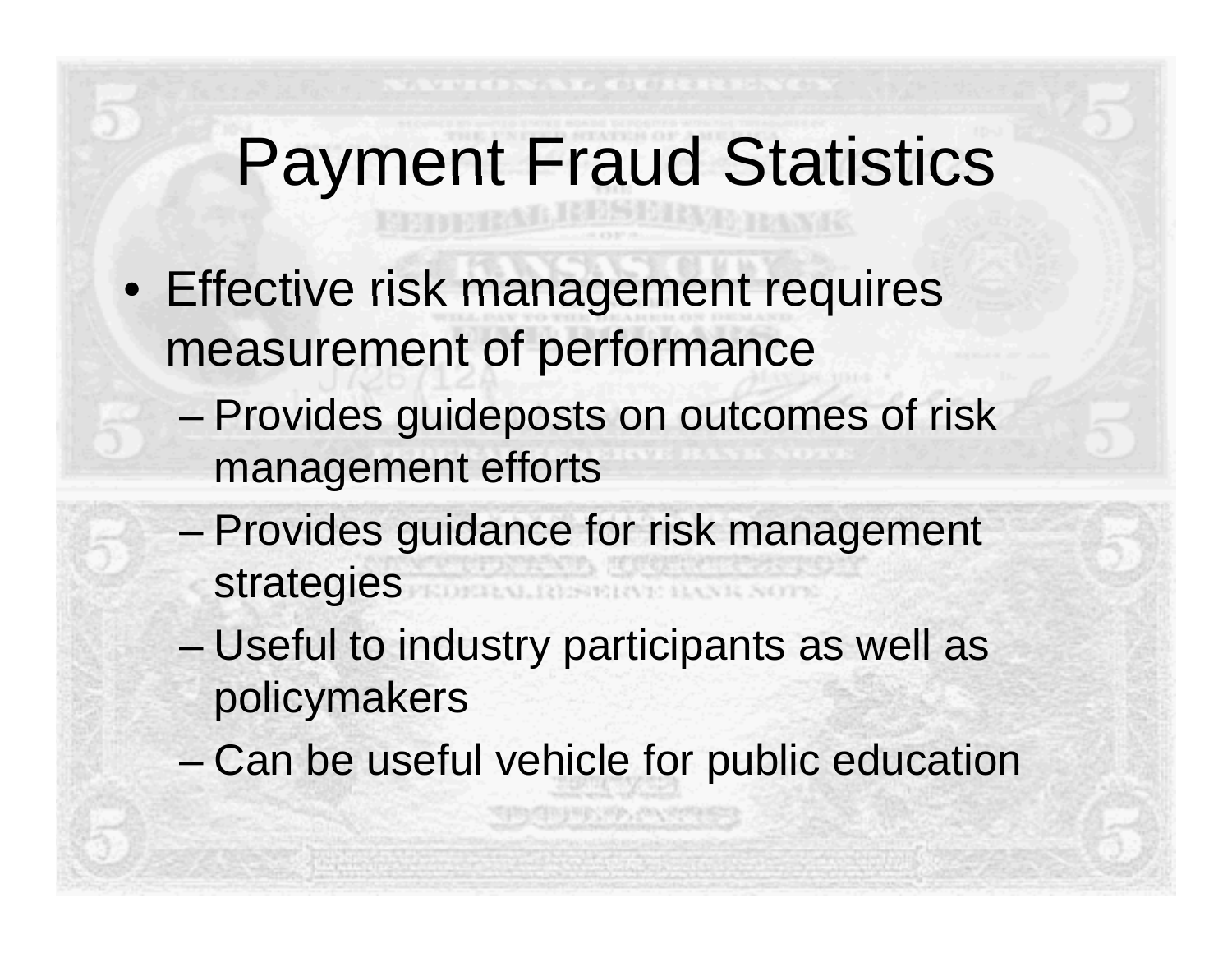# Payment Fraud Statistics

- Effective risk management requires measurement of performance
  - Provides guideposts on outcomes of risk management efforts
  - Provides guidance for risk management strategies
  - Useful to industry participants as well as policymakers
  - Can be useful vehicle for public education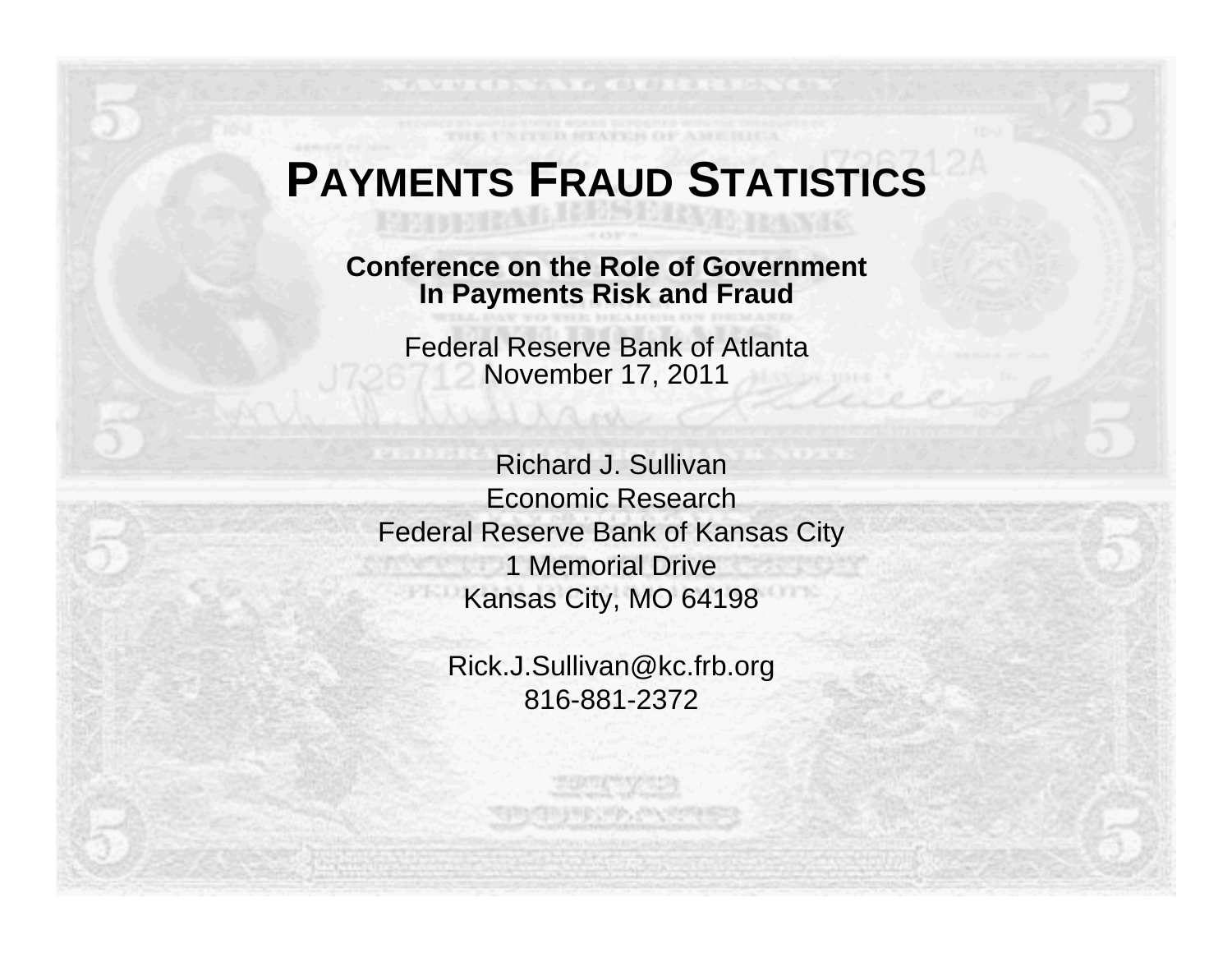# PAYMENTS FRAUD STATISTICS

**Conference on the Role of Government**
**In Payments Risk and Fraud**

Federal Reserve Bank of Atlanta
November 17, 2011

Richard J. Sullivan
Economic Research
Federal Reserve Bank of Kansas City
1 Memorial Drive
Kansas City, MO 64198

Rick.J.Sullivan@kc.frb.org
816-881-2372